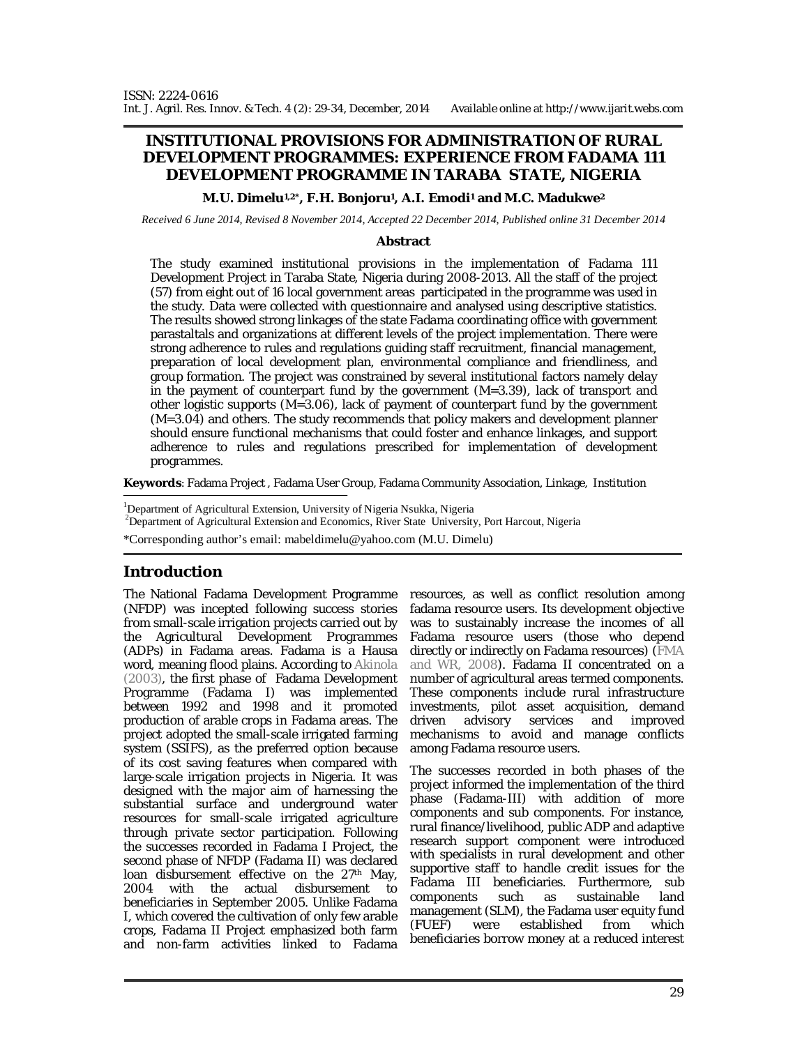# INSTITUTIONAL PROVISIONS FOR ADMINISTRATION OF RURAL DEVELOPMENT PROGRAMMES: EXPERIENCE FROM FADAMA 111 DEVELOPMENT PROGRAMME IN TARABA STATE, NIGERIA

**M.U. Dimelu[1,2*], F.H. Bonjoru[1], A.I. Emodi[1] and M.C. Madukwe[2]**

*Received 6 June 2014, Revised 8 November 2014, Accepted 22 December 2014, Published online 31 December 2014*

**Abstract**

The study examined institutional provisions in the implementation of Fadama 111 Development Project in Taraba State, Nigeria during 2008-2013. All the staff of the project (57) from eight out of 16 local government areas participated in the programme was used in the study. Data were collected with questionnaire and analysed using descriptive statistics. The results showed strong linkages of the state Fadama coordinating office with government parastaltals and organizations at different levels of the project implementation. There were strong adherence to rules and regulations guiding staff recruitment, financial management, preparation of local development plan, environmental compliance and friendliness, and group formation. The project was constrained by several institutional factors namely delay in the payment of counterpart fund by the government (M=3.39), lack of transport and other logistic supports (M=3.06), lack of payment of counterpart fund by the government (M=3.04) and others. The study recommends that policy makers and development planner should ensure functional mechanisms that could foster and enhance linkages, and support adherence to rules and regulations prescribed for implementation of development programmes.

**Keywords**: Fadama Project , Fadama User Group, Fadama Community Association, Linkage, Institution

[1]Department of Agricultural Extension, University of Nigeria Nsukka, Nigeria
[2]Department of Agricultural Extension and Economics, River State University, Port Harcout, Nigeria

*Corresponding author's email: mabeldimelu@yahoo.com (M.U. Dimelu)

## Introduction

The National Fadama Development Programme (NFDP) was incepted following success stories from small-scale irrigation projects carried out by the Agricultural Development Programmes (ADPs) in Fadama areas. Fadama is a Hausa word, meaning flood plains. According to Akinola (2003), the first phase of Fadama Development Programme (Fadama I) was implemented between 1992 and 1998 and it promoted production of arable crops in Fadama areas. The project adopted the small-scale irrigated farming system (SSIFS), as the preferred option because of its cost saving features when compared with large-scale irrigation projects in Nigeria. It was designed with the major aim of harnessing the substantial surface and underground water resources for small-scale irrigated agriculture through private sector participation. Following the successes recorded in Fadama I Project, the second phase of NFDP (Fadama II) was declared loan disbursement effective on the 27th May, 2004 with the actual disbursement to beneficiaries in September 2005. Unlike Fadama I, which covered the cultivation of only few arable crops, Fadama II Project emphasized both farm and non-farm activities linked to Fadama resources, as well as conflict resolution among fadama resource users. Its development objective was to sustainably increase the incomes of all Fadama resource users (those who depend directly or indirectly on Fadama resources) (FMA and WR, 2008). Fadama II concentrated on a number of agricultural areas termed components. These components include rural infrastructure investments, pilot asset acquisition, demand driven advisory services and improved mechanisms to avoid and manage conflicts among Fadama resource users.

The successes recorded in both phases of the project informed the implementation of the third phase (Fadama-III) with addition of more components and sub components. For instance, rural finance/livelihood, public ADP and adaptive research support component were introduced with specialists in rural development and other supportive staff to handle credit issues for the Fadama III beneficiaries. Furthermore, sub components such as sustainable land management (SLM), the Fadama user equity fund (FUEF) were established from which beneficiaries borrow money at a reduced interest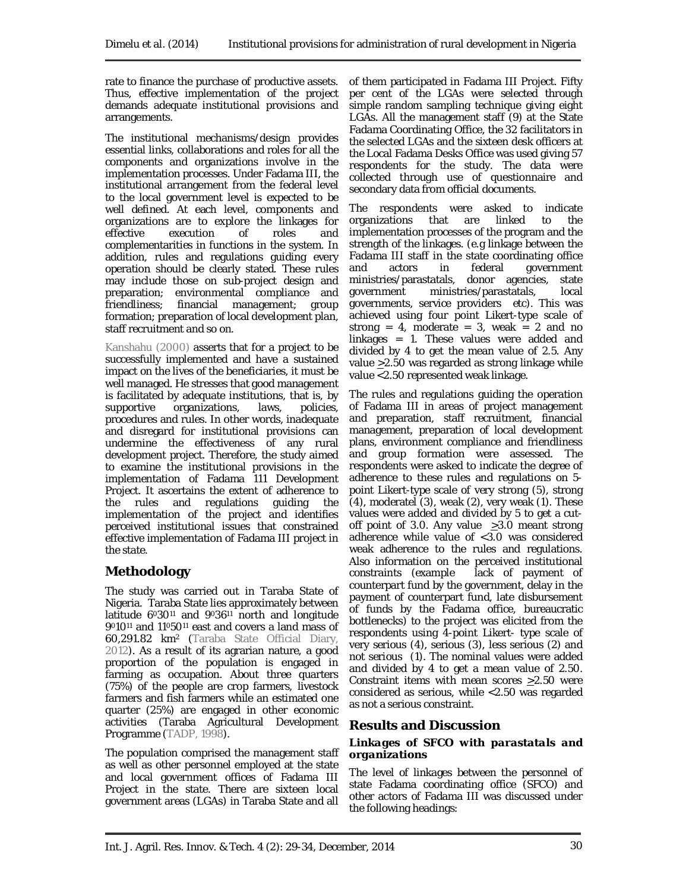rate to finance the purchase of productive assets. Thus, effective implementation of the project demands adequate institutional provisions and arrangements.

The institutional mechanisms/design provides essential links, collaborations and roles for all the components and organizations involve in the implementation processes. Under Fadama III, the institutional arrangement from the federal level to the local government level is expected to be well defined. At each level, components and organizations are to explore the linkages for effective execution of roles and complementarities in functions in the system. In addition, rules and regulations guiding every operation should be clearly stated. These rules may include those on sub-project design and preparation; environmental compliance and friendliness; financial management; group formation; preparation of local development plan, staff recruitment and so on.

Kanshahu (2000) asserts that for a project to be successfully implemented and have a sustained impact on the lives of the beneficiaries, it must be well managed. He stresses that good management is facilitated by adequate institutions, that is, by supportive organizations, laws, policies, procedures and rules. In other words, inadequate and disregard for institutional provisions can undermine the effectiveness of any rural development project. Therefore, the study aimed to examine the institutional provisions in the implementation of Fadama 111 Development Project. It ascertains the extent of adherence to the rules and regulations guiding the implementation of the project and identifies perceived institutional issues that constrained effective implementation of Fadama III project in the state.

## Methodology

The study was carried out in Taraba State of Nigeria. Taraba State lies approximately between latitude $6^{0}30^{11}$ and $9^{0}36^{11}$ north and longitude $9^{0}10^{11}$ and $11^{0}50^{11}$ east and covers a land mass of 60,291.82 km$^2$ (Taraba State Official Diary, 2012). As a result of its agrarian nature, a good proportion of the population is engaged in farming as occupation. About three quarters (75%) of the people are crop farmers, livestock farmers and fish farmers while an estimated one quarter (25%) are engaged in other economic activities (Taraba Agricultural Development Programme (TADP, 1998).

The population comprised the management staff as well as other personnel employed at the state and local government offices of Fadama III Project in the state. There are sixteen local government areas (LGAs) in Taraba State and all of them participated in Fadama III Project. Fifty per cent of the LGAs were selected through simple random sampling technique giving eight LGAs. All the management staff (9) at the State Fadama Coordinating Office, the 32 facilitators in the selected LGAs and the sixteen desk officers at the Local Fadama Desks Office was used giving 57 respondents for the study. The data were collected through use of questionnaire and secondary data from official documents.

The respondents were asked to indicate organizations that are linked to the implementation processes of the program and the strength of the linkages. (e.g linkage between the Fadama III staff in the state coordinating office and actors in federal government ministries/parastatals, donor agencies, state government ministries/parastatals, local governments, service providers etc). This was achieved using four point Likert-type scale of strong = 4, moderate = 3, weak = 2 and no linkages = 1. These values were added and divided by 4 to get the mean value of 2.5. Any value ≥2.50 was regarded as strong linkage while value <2.50 represented weak linkage.

The rules and regulations guiding the operation of Fadama III in areas of project management and preparation, staff recruitment, financial management, preparation of local development plans, environment compliance and friendliness and group formation were assessed. The respondents were asked to indicate the degree of adherence to these rules and regulations on 5-point Likert-type scale of very strong (5), strong (4), moderatel (3), weak (2), very weak (1). These values were added and divided by 5 to get a cut-off point of 3.0. Any value ≥3.0 meant strong adherence while value of <3.0 was considered weak adherence to the rules and regulations. Also information on the perceived institutional constraints (example lack of payment of counterpart fund by the government, delay in the payment of counterpart fund, late disbursement of funds by the Fadama office, bureaucratic bottlenecks) to the project was elicited from the respondents using 4-point Likert- type scale of very serious (4), serious (3), less serious (2) and not serious (1). The nominal values were added and divided by 4 to get a mean value of 2.50. Constraint items with mean scores ≥2.50 were considered as serious, while <2.50 was regarded as not a serious constraint.

## Results and Discussion

### *Linkages of SFCO with parastatals and organizations*

The level of linkages between the personnel of state Fadama coordinating office (SFCO) and other actors of Fadama III was discussed under the following headings: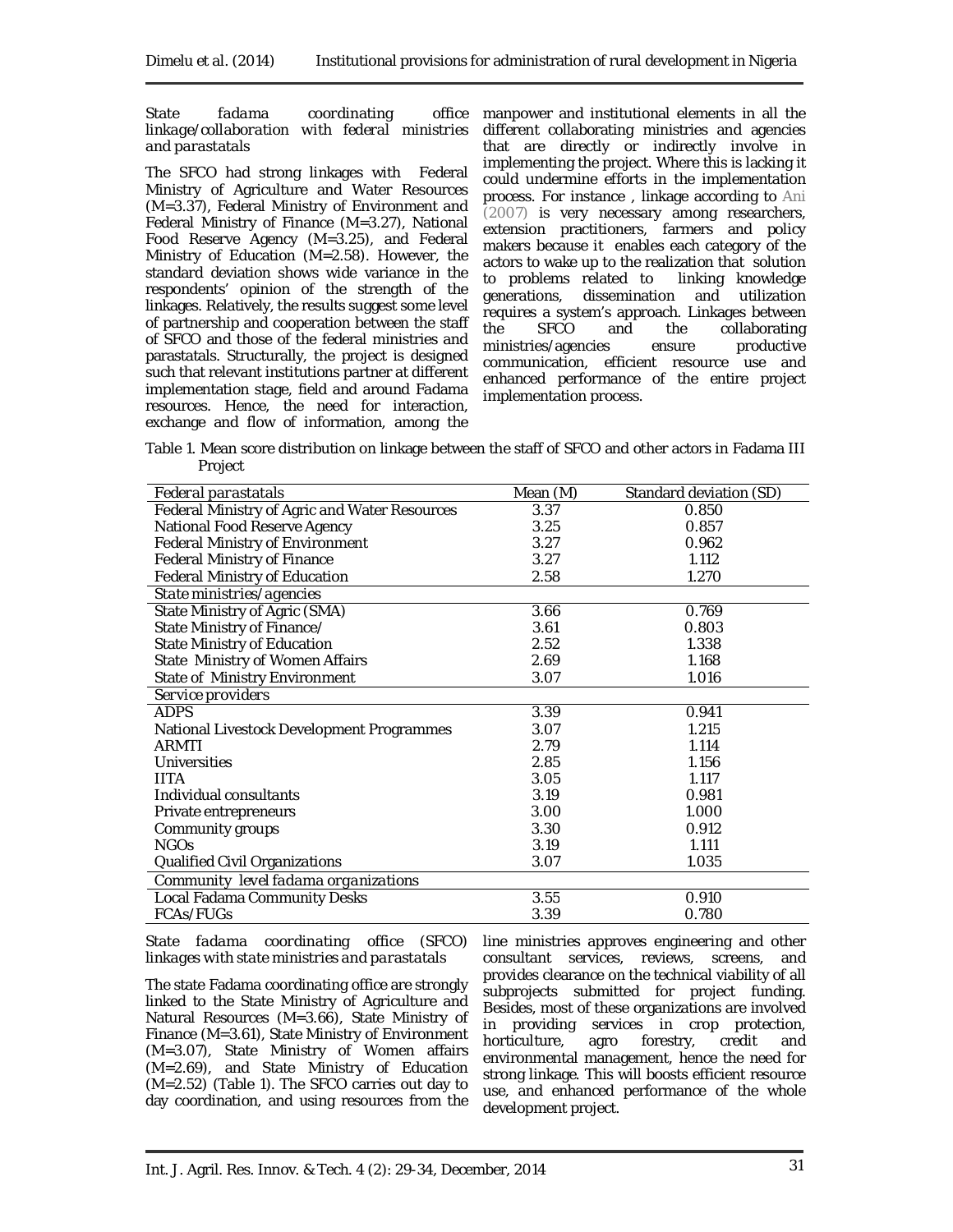*State fadama coordinating office linkage/collaboration with federal ministries and parastatals*

The SFCO had strong linkages with Federal Ministry of Agriculture and Water Resources (M=3.37), Federal Ministry of Environment and Federal Ministry of Finance (M=3.27), National Food Reserve Agency (M=3.25), and Federal Ministry of Education (M=2.58). However, the standard deviation shows wide variance in the respondents' opinion of the strength of the linkages. Relatively, the results suggest some level of partnership and cooperation between the staff of SFCO and those of the federal ministries and parastatals. Structurally, the project is designed such that relevant institutions partner at different implementation stage, field and around Fadama resources. Hence, the need for interaction, exchange and flow of information, among the manpower and institutional elements in all the different collaborating ministries and agencies that are directly or indirectly involve in implementing the project. Where this is lacking it could undermine efforts in the implementation process. For instance , linkage according to Ani (2007) is very necessary among researchers, extension practitioners, farmers and policy makers because it enables each category of the actors to wake up to the realization that solution to problems related to linking knowledge generations, dissemination and utilization requires a system's approach. Linkages between the SFCO and the collaborating ministries/agencies ensure productive communication, efficient resource use and enhanced performance of the entire project implementation process.

Table 1. Mean score distribution on linkage between the staff of SFCO and other actors in Fadama III Project

| *Federal parastatals* | Mean (M) | Standard deviation (SD) |
|---|---|---|
| Federal Ministry of Agric and Water Resources | 3.37 | 0.850 |
| National Food Reserve Agency | 3.25 | 0.857 |
| Federal Ministry of Environment | 3.27 | 0.962 |
| Federal Ministry of Finance | 3.27 | 1.112 |
| Federal Ministry of Education | 2.58 | 1.270 |
| *State ministries/agencies* | | |
| State Ministry of Agric (SMA) | 3.66 | 0.769 |
| State Ministry of Finance/ | 3.61 | 0.803 |
| State Ministry of Education | 2.52 | 1.338 |
| State Ministry of Women Affairs | 2.69 | 1.168 |
| State of Ministry Environment | 3.07 | 1.016 |
| *Service providers* | | |
| ADPS | 3.39 | 0.941 |
| National Livestock Development Programmes | 3.07 | 1.215 |
| ARMTI | 2.79 | 1.114 |
| Universities | 2.85 | 1.156 |
| IITA | 3.05 | 1.117 |
| Individual consultants | 3.19 | 0.981 |
| Private entrepreneurs | 3.00 | 1.000 |
| Community groups | 3.30 | 0.912 |
| NGOs | 3.19 | 1.111 |
| Qualified Civil Organizations | 3.07 | 1.035 |
| *Community level fadama organizations* | | |
| Local Fadama Community Desks | 3.55 | 0.910 |
| FCAs/FUGs | 3.39 | 0.780 |

*State fadama coordinating office (SFCO) linkages with state ministries and parastatals*

The state Fadama coordinating office are strongly linked to the State Ministry of Agriculture and Natural Resources (M=3.66), State Ministry of Finance (M=3.61), State Ministry of Environment (M=3.07), State Ministry of Women affairs (M=2.69), and State Ministry of Education (M=2.52) (Table 1). The SFCO carries out day to day coordination, and using resources from the line ministries approves engineering and other consultant services, reviews, screens, and provides clearance on the technical viability of all subprojects submitted for project funding. Besides, most of these organizations are involved in providing services in crop protection, horticulture, agro forestry, credit and environmental management, hence the need for strong linkage. This will boosts efficient resource use, and enhanced performance of the whole development project.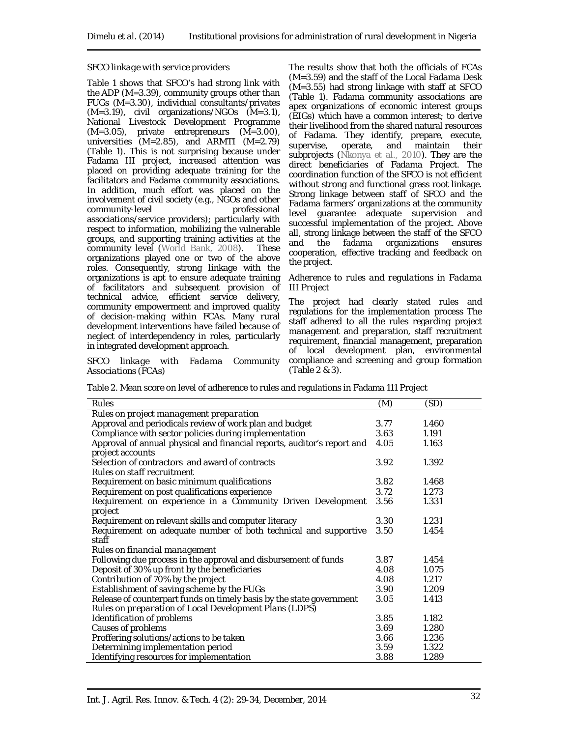### SFCO linkage with service providers

Table 1 shows that SFCO's had strong link with the ADP (M=3.39), community groups other than FUGs (M=3.30), individual consultants/privates (M=3.19), civil organizations/NGOs (M=3.1), National Livestock Development Programme (M=3.05), private entrepreneurs (M=3.00), universities (M=2.85), and ARMTI (M=2.79) (Table 1). This is not surprising because under Fadama III project, increased attention was placed on providing adequate training for the facilitators and Fadama community associations. In addition, much effort was placed on the involvement of civil society (e.g., NGOs and other community-level professional associations/service providers); particularly with respect to information, mobilizing the vulnerable groups, and supporting training activities at the community level (World Bank, 2008). These organizations played one or two of the above roles. Consequently, strong linkage with the organizations is apt to ensure adequate training of facilitators and subsequent provision of technical advice, efficient service delivery, community empowerment and improved quality of decision-making within FCAs. Many rural development interventions have failed because of neglect of interdependency in roles, particularly in integrated development approach.

### SFCO linkage with Fadama Community Associations (FCAs)

The results show that both the officials of FCAs (M=3.59) and the staff of the Local Fadama Desk (M=3.55) had strong linkage with staff at SFCO (Table 1). Fadama community associations are apex organizations of economic interest groups (EIGs) which have a common interest; to derive their livelihood from the shared natural resources of Fadama. They identify, prepare, execute, supervise, operate, and maintain their subprojects (Nkonya et al., 2010). They are the direct beneficiaries of Fadama Project. The coordination function of the SFCO is not efficient without strong and functional grass root linkage. Strong linkage between staff of SFCO and the Fadama farmers' organizations at the community level guarantee adequate supervision and successful implementation of the project. Above all, strong linkage between the staff of the SFCO and the fadama organizations ensures cooperation, effective tracking and feedback on the project.

### Adherence to rules and regulations in Fadama III Project

The project had clearly stated rules and regulations for the implementation process The staff adhered to all the rules regarding project management and preparation, staff recruitment requirement, financial management, preparation of local development plan, environmental compliance and screening and group formation (Table 2 & 3).

Table 2. Mean score on level of adherence to rules and regulations in Fadama 111 Project

| Rules | (M) | (SD) |
|---|---|---|
| *Rules on project management preparation* | | |
| Approval and periodicals review of work plan and budget | 3.77 | 1.460 |
| Compliance with sector policies during implementation | 3.63 | 1.191 |
| Approval of annual physical and financial reports, auditor's report and project accounts | 4.05 | 1.163 |
| Selection of contractors and award of contracts | 3.92 | 1.392 |
| *Rules on staff recruitment* | | |
| Requirement on basic minimum qualifications | 3.82 | 1.468 |
| Requirement on post qualifications experience | 3.72 | 1.273 |
| Requirement on experience in a Community Driven Development project | 3.56 | 1.331 |
| Requirement on relevant skills and computer literacy | 3.30 | 1.231 |
| Requirement on adequate number of both technical and supportive staff | 3.50 | 1.454 |
| *Rules on financial management* | | |
| Following due process in the approval and disbursement of funds | 3.87 | 1.454 |
| Deposit of 30% up front by the beneficiaries | 4.08 | 1.075 |
| Contribution of 70% by the project | 4.08 | 1.217 |
| Establishment of saving scheme by the FUGs | 3.90 | 1.209 |
| Release of counterpart funds on timely basis by the state government | 3.05 | 1.413 |
| *Rules on preparation of Local Development Plans (LDPS)* | | |
| Identification of problems | 3.85 | 1.182 |
| Causes of problems | 3.69 | 1.280 |
| Proffering solutions/actions to be taken | 3.66 | 1.236 |
| Determining implementation period | 3.59 | 1.322 |
| Identifying resources for implementation | 3.88 | 1.289 |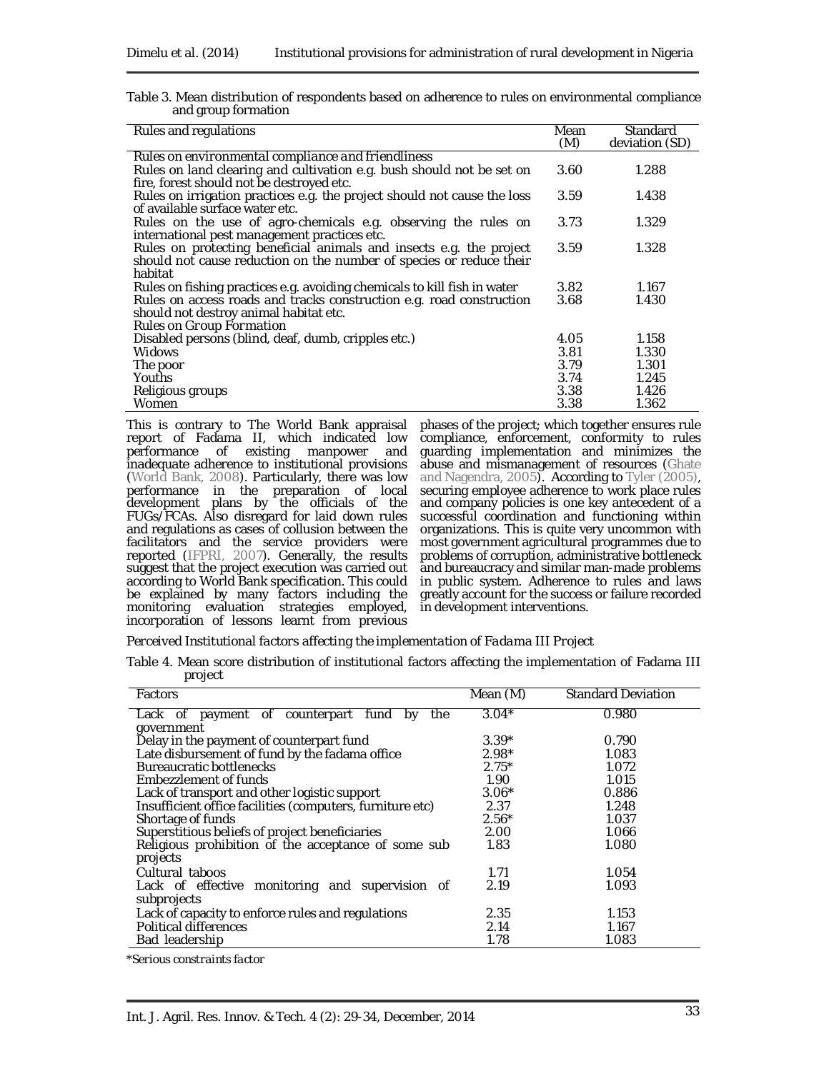Table 3. Mean distribution of respondents based on adherence to rules on environmental compliance and group formation

| Rules and regulations | Mean (M) | Standard deviation (SD) |
|---|---|---|
| *Rules on environmental compliance and friendliness* | | |
| Rules on land clearing and cultivation e.g. bush should not be set on fire, forest should not be destroyed etc. | 3.60 | 1.288 |
| Rules on irrigation practices e.g. the project should not cause the loss of available surface water etc. | 3.59 | 1.438 |
| Rules on the use of agro-chemicals e.g. observing the rules on international pest management practices etc. | 3.73 | 1.329 |
| Rules on protecting beneficial animals and insects e.g. the project should not cause reduction on the number of species or reduce their habitat | 3.59 | 1.328 |
| Rules on fishing practices e.g. avoiding chemicals to kill fish in water | 3.82 | 1.167 |
| Rules on access roads and tracks construction e.g. road construction should not destroy animal habitat etc. | 3.68 | 1.430 |
| *Rules on Group Formation* | | |
| Disabled persons (blind, deaf, dumb, cripples etc.) | 4.05 | 1.158 |
| Widows | 3.81 | 1.330 |
| The poor | 3.79 | 1.301 |
| Youths | 3.74 | 1.245 |
| Religious groups | 3.38 | 1.426 |
| Women | 3.38 | 1.362 |

This is contrary to The World Bank appraisal report of Fadama II, which indicated low performance of existing manpower and inadequate adherence to institutional provisions (World Bank, 2008). Particularly, there was low performance in the preparation of local development plans by the officials of the FUGs/FCAs. Also disregard for laid down rules and regulations as cases of collusion between the facilitators and the service providers were reported (IFPRI, 2007). Generally, the results suggest that the project execution was carried out according to World Bank specification. This could be explained by many factors including the monitoring evaluation strategies employed, incorporation of lessons learnt from previous phases of the project; which together ensures rule compliance, enforcement, conformity to rules guarding implementation and minimizes the abuse and mismanagement of resources (Ghate and Nagendra, 2005). According to Tyler (2005), securing employee adherence to work place rules and company policies is one key antecedent of a successful coordination and functioning within organizations. This is quite very uncommon with most government agricultural programmes due to problems of corruption, administrative bottleneck and bureaucracy and similar man-made problems in public system. Adherence to rules and laws greatly account for the success or failure recorded in development interventions.

*Perceived Institutional factors affecting the implementation of Fadama III Project*

Table 4. Mean score distribution of institutional factors affecting the implementation of Fadama III project

| Factors | Mean (M) | Standard Deviation |
|---|---|---|
| Lack of payment of counterpart fund by the government | 3.04* | 0.980 |
| Delay in the payment of counterpart fund | 3.39* | 0.790 |
| Late disbursement of fund by the fadama office | 2.98* | 1.083 |
| Bureaucratic bottlenecks | 2.75* | 1.072 |
| Embezzlement of funds | 1.90 | 1.015 |
| Lack of transport and other logistic support | 3.06* | 0.886 |
| Insufficient office facilities (computers, furniture etc) | 2.37 | 1.248 |
| Shortage of funds | 2.56* | 1.037 |
| Superstitious beliefs of project beneficiaries | 2.00 | 1.066 |
| Religious prohibition of the acceptance of some sub projects | 1.83 | 1.080 |
| Cultural taboos | 1.71 | 1.054 |
| Lack of effective monitoring and supervision of subprojects | 2.19 | 1.093 |
| Lack of capacity to enforce rules and regulations | 2.35 | 1.153 |
| Political differences | 2.14 | 1.167 |
| Bad leadership | 1.78 | 1.083 |

*Serious constraints factor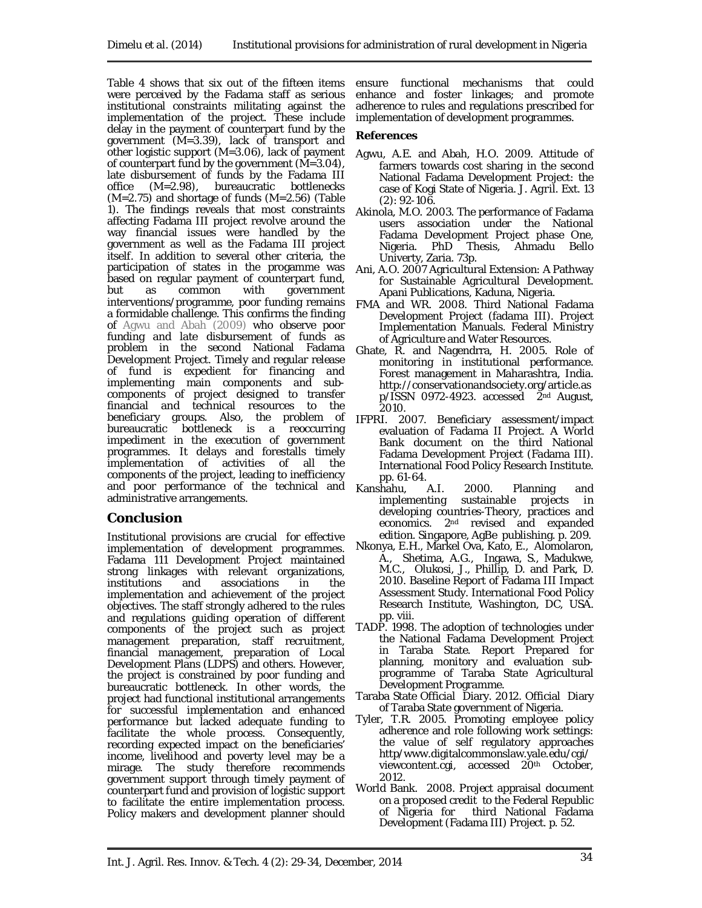Table 4 shows that six out of the fifteen items were perceived by the Fadama staff as serious institutional constraints militating against the implementation of the project. These include delay in the payment of counterpart fund by the government (M=3.39), lack of transport and other logistic support (M=3.06), lack of payment of counterpart fund by the government (M=3.04), late disbursement of funds by the Fadama III office (M=2.98), bureaucratic bottlenecks (M=2.75) and shortage of funds (M=2.56) (Table 1). The findings reveals that most constraints affecting Fadama III project revolve around the way financial issues were handled by the government as well as the Fadama III project itself. In addition to several other criteria, the participation of states in the progamme was based on regular payment of counterpart fund, but as common with government interventions/programme, poor funding remains a formidable challenge. This confirms the finding of Agwu and Abah (2009) who observe poor funding and late disbursement of funds as problem in the second National Fadama Development Project. Timely and regular release of fund is expedient for financing and implementing main components and sub-components of project designed to transfer financial and technical resources to the beneficiary groups. Also, the problem of bureaucratic bottleneck is a reoccurring impediment in the execution of government programmes. It delays and forestalls timely implementation of activities of all the components of the project, leading to inefficiency and poor performance of the technical and administrative arrangements.

## Conclusion

Institutional provisions are crucial for effective implementation of development programmes. Fadama 111 Development Project maintained strong linkages with relevant organizations, institutions and associations in the implementation and achievement of the project objectives. The staff strongly adhered to the rules and regulations guiding operation of different components of the project such as project management preparation, staff recruitment, financial management, preparation of Local Development Plans (LDPS) and others. However, the project is constrained by poor funding and bureaucratic bottleneck. In other words, the project had functional institutional arrangements for successful implementation and enhanced performance but lacked adequate funding to facilitate the whole process. Consequently, recording expected impact on the beneficiaries' income, livelihood and poverty level may be a mirage. The study therefore recommends government support through timely payment of counterpart fund and provision of logistic support to facilitate the entire implementation process. Policy makers and development planner should ensure functional mechanisms that could enhance and foster linkages; and promote adherence to rules and regulations prescribed for implementation of development programmes.

### References

Agwu, A.E. and Abah, H.O. 2009. Attitude of farmers towards cost sharing in the second National Fadama Development Project: the case of Kogi State of Nigeria. J. Agril. Ext. 13 (2): 92-106.

Akinola, M.O. 2003. The performance of Fadama users association under the National Fadama Development Project phase One, Nigeria. PhD Thesis, Ahmadu Bello Univerty, Zaria. 73p.

Ani, A.O. 2007 Agricultural Extension: A Pathway for Sustainable Agricultural Development. Apani Publications, Kaduna, Nigeria.

FMA and WR. 2008. Third National Fadama Development Project (fadama III). Project Implementation Manuals. Federal Ministry of Agriculture and Water Resources.

Ghate, R. and Nagendrra, H. 2005. Role of monitoring in institutional performance. Forest management in Maharashtra, India. http://conservationandsociety.org/article.asp/ISSN 0972-4923. accessed 2nd August, 2010.

IFPRI. 2007. Beneficiary assessment/impact evaluation of Fadama II Project. A World Bank document on the third National Fadama Development Project (Fadama III). International Food Policy Research Institute. pp. 61-64.

Kanshahu, A.I. 2000. Planning and implementing sustainable projects in developing countries-Theory, practices and economics. 2nd revised and expanded edition. Singapore, AgBe publishing. p. 209.

Nkonya, E.H., Markel Ova, Kato, E., Alomolaron, A., Shetima, A.G., Ingawa, S., Madukwe, M.C., Olukosi, J., Phillip, D. and Park, D. 2010. Baseline Report of Fadama III Impact Assessment Study. International Food Policy Research Institute, Washington, DC, USA. pp. viii.

TADP. 1998. The adoption of technologies under the National Fadama Development Project in Taraba State. Report Prepared for planning, monitory and evaluation sub-programme of Taraba State Agricultural Development Programme.

Taraba State Official Diary. 2012. Official Diary of Taraba State government of Nigeria.

Tyler, T.R. 2005. Promoting employee policy adherence and role following work settings: the value of self regulatory approaches http/www.digitalcommonslaw.yale.edu/cgi/viewcontent.cgi, accessed 20th October, 2012.

World Bank. 2008. Project appraisal document on a proposed credit to the Federal Republic of Nigeria for third National Fadama Development (Fadama III) Project. p. 52.